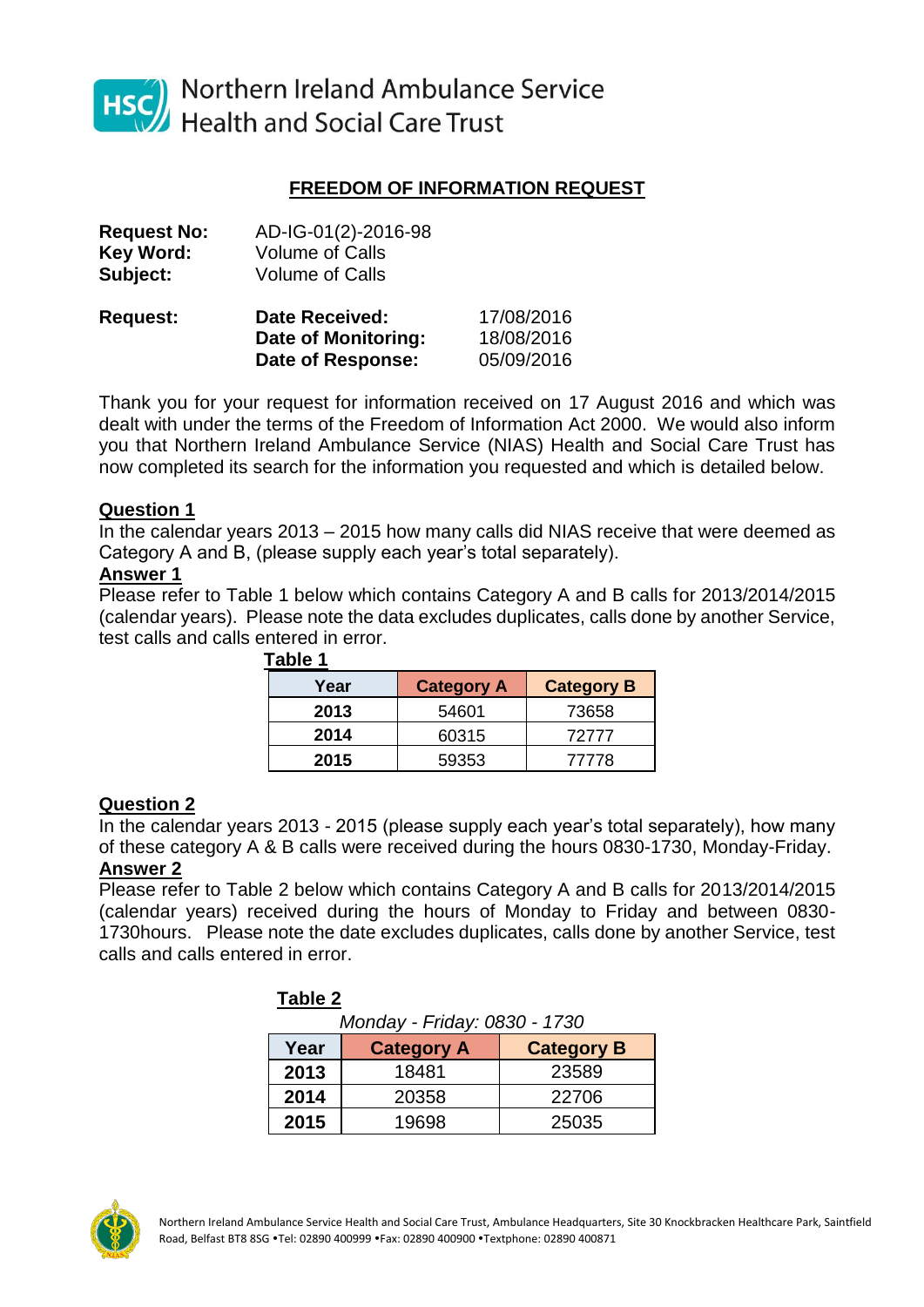Northern Ireland Ambulance Service
Health and Social Care Trust

## FREEDOM OF INFORMATION REQUEST

**Request No:** AD-IG-01(2)-2016-98
**Key Word:** Volume of Calls
**Subject:** Volume of Calls

**Request:**
**Date Received:** 17/08/2016
**Date of Monitoring:** 18/08/2016
**Date of Response:** 05/09/2016

Thank you for your request for information received on 17 August 2016 and which was dealt with under the terms of the Freedom of Information Act 2000. We would also inform you that Northern Ireland Ambulance Service (NIAS) Health and Social Care Trust has now completed its search for the information you requested and which is detailed below.

### Question 1

In the calendar years 2013 – 2015 how many calls did NIAS receive that were deemed as Category A and B, (please supply each year's total separately).

### Answer 1

Please refer to Table 1 below which contains Category A and B calls for 2013/2014/2015 (calendar years). Please note the data excludes duplicates, calls done by another Service, test calls and calls entered in error.

**Table 1**

| Year | Category A | Category B |
|---|---|---|
| **2013** | 54601 | 73658 |
| **2014** | 60315 | 72777 |
| **2015** | 59353 | 77778 |

### Question 2

In the calendar years 2013 - 2015 (please supply each year's total separately), how many of these category A & B calls were received during the hours 0830-1730, Monday-Friday.

### Answer 2

Please refer to Table 2 below which contains Category A and B calls for 2013/2014/2015 (calendar years) received during the hours of Monday to Friday and between 0830-1730hours. Please note the date excludes duplicates, calls done by another Service, test calls and calls entered in error.

**Table 2**

*Monday - Friday: 0830 - 1730*

| Year | Category A | Category B |
|---|---|---|
| **2013** | 18481 | 23589 |
| **2014** | 20358 | 22706 |
| **2015** | 19698 | 25035 |

Northern Ireland Ambulance Service Health and Social Care Trust, Ambulance Headquarters, Site 30 Knockbracken Healthcare Park, Saintfield Road, Belfast BT8 8SG •Tel: 02890 400999 •Fax: 02890 400900 •Textphone: 02890 400871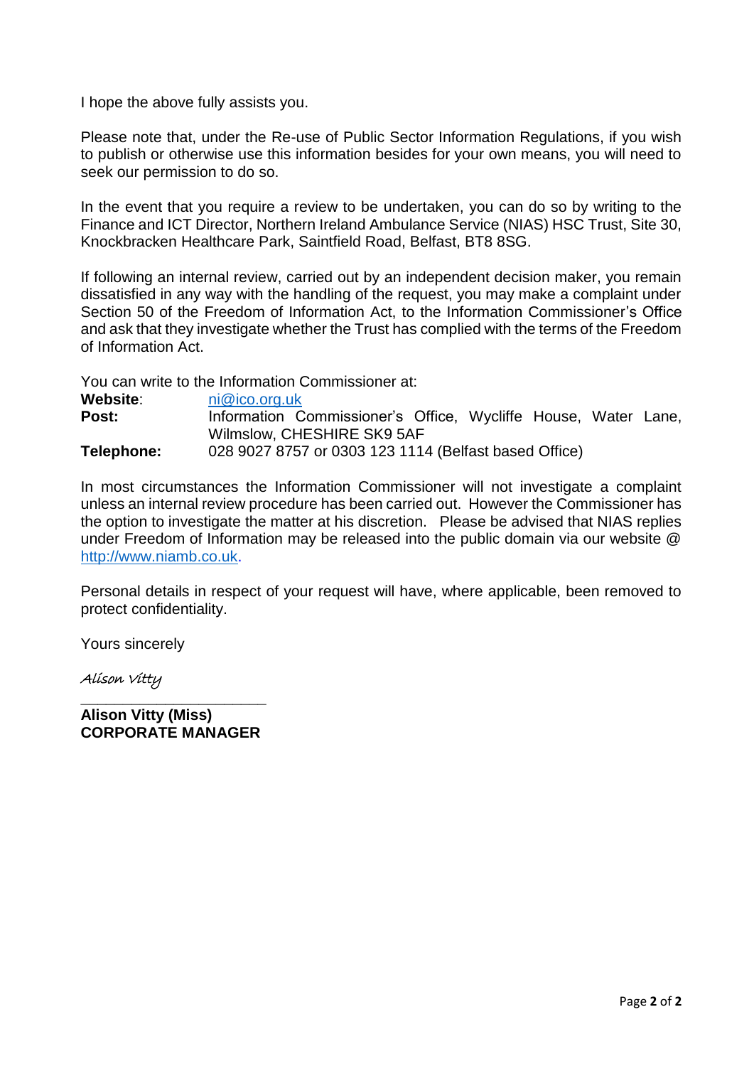I hope the above fully assists you.

Please note that, under the Re-use of Public Sector Information Regulations, if you wish to publish or otherwise use this information besides for your own means, you will need to seek our permission to do so.

In the event that you require a review to be undertaken, you can do so by writing to the Finance and ICT Director, Northern Ireland Ambulance Service (NIAS) HSC Trust, Site 30, Knockbracken Healthcare Park, Saintfield Road, Belfast, BT8 8SG.

If following an internal review, carried out by an independent decision maker, you remain dissatisfied in any way with the handling of the request, you may make a complaint under Section 50 of the Freedom of Information Act, to the Information Commissioner's Office and ask that they investigate whether the Trust has complied with the terms of the Freedom of Information Act.

You can write to the Information Commissioner at:

| | |
|---|---|
| **Website**: | ni@ico.org.uk |
| **Post:** | Information Commissioner's Office, Wycliffe House, Water Lane, Wilmslow, CHESHIRE SK9 5AF |
| **Telephone:** | 028 9027 8757 or 0303 123 1114 (Belfast based Office) |

In most circumstances the Information Commissioner will not investigate a complaint unless an internal review procedure has been carried out. However the Commissioner has the option to investigate the matter at his discretion. Please be advised that NIAS replies under Freedom of Information may be released into the public domain via our website @ http://www.niamb.co.uk.

Personal details in respect of your request will have, where applicable, been removed to protect confidentiality.

Yours sincerely

*Alison Vitty*

**Alison Vitty (Miss)**
**CORPORATE MANAGER**